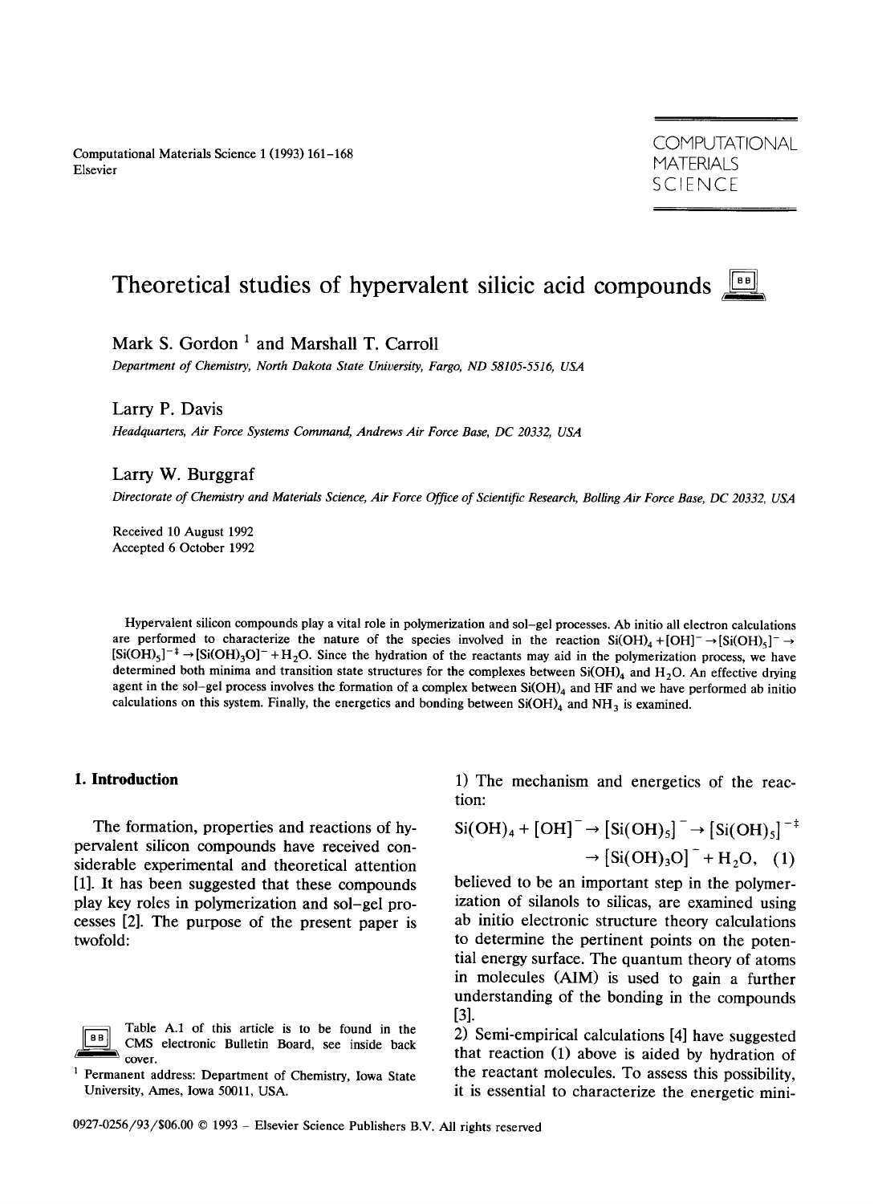# Theoretical studies of hypervalent silicic acid compounds

Mark S. Gordon [1] and Marshall T. Carroll

*Department of Chemistry, North Dakota State University, Fargo, ND 58105-5516, USA*

Larry P. Davis

*Headquarters, Air Force Systems Command, Andrews Air Force Base, DC 20332, USA*

Larry W. Burggraf

*Directorate of Chemistry and Materials Science, Air Force Office of Scientific Research, Bolling Air Force Base, DC 20332, USA*

Received 10 August 1992
Accepted 6 October 1992

Hypervalent silicon compounds play a vital role in polymerization and sol–gel processes. Ab initio all electron calculations are performed to characterize the nature of the species involved in the reaction $Si(OH)_4 + [OH]^- \rightarrow [Si(OH)_5]^- \rightarrow [Si(OH)_5]^{-\ddagger} \rightarrow [Si(OH)_3O]^- + H_2O$. Since the hydration of the reactants may aid in the polymerization process, we have determined both minima and transition state structures for the complexes between $Si(OH)_4$ and $H_2O$. An effective drying agent in the sol–gel process involves the formation of a complex between $Si(OH)_4$ and HF and we have performed ab initio calculations on this system. Finally, the energetics and bonding between $Si(OH)_4$ and $NH_3$ is examined.

## 1. Introduction

The formation, properties and reactions of hypervalent silicon compounds have received considerable experimental and theoretical attention [1]. It has been suggested that these compounds play key roles in polymerization and sol–gel processes [2]. The purpose of the present paper is twofold:

1) The mechanism and energetics of the reaction:

$$Si(OH)_4 + [OH]^- \rightarrow [Si(OH)_5]^- \rightarrow [Si(OH)_5]^{-\ddagger} \rightarrow [Si(OH)_3O]^- + H_2O, \quad (1)$$

believed to be an important step in the polymerization of silanols to silicas, are examined using ab initio electronic structure theory calculations to determine the pertinent points on the potential energy surface. The quantum theory of atoms in molecules (AIM) is used to gain a further understanding of the bonding in the compounds [3].

2) Semi-empirical calculations [4] have suggested that reaction (1) above is aided by hydration of the reactant molecules. To assess this possibility, it is essential to characterize the energetic mini-

Table A.1 of this article is to be found in the CMS electronic Bulletin Board, see inside back cover.

[1] Permanent address: Department of Chemistry, Iowa State University, Ames, Iowa 50011, USA.

0927-0256/93/$06.00 © 1993 – Elsevier Science Publishers B.V. All rights reserved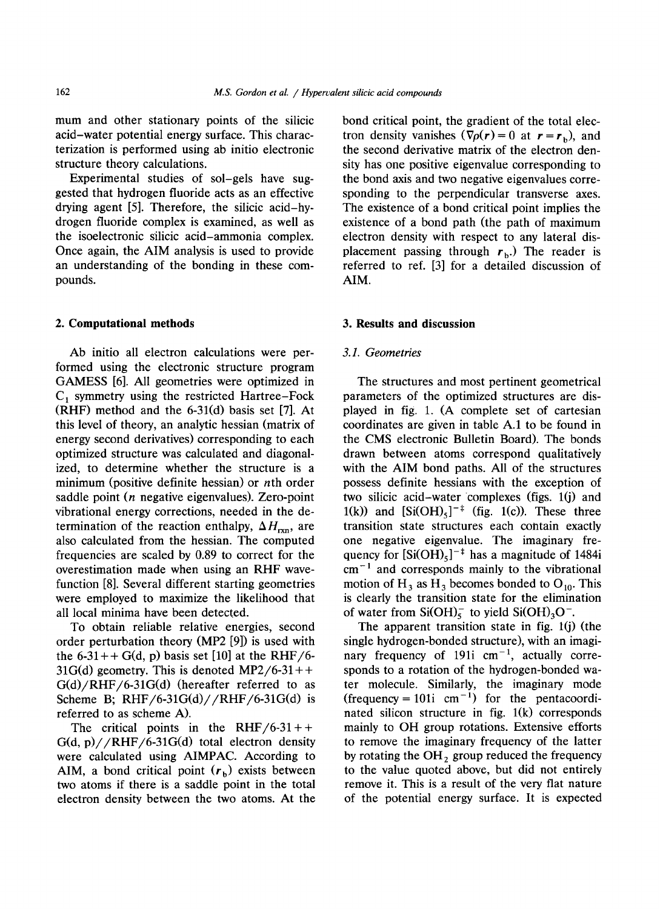mum and other stationary points of the silicic acid–water potential energy surface. This characterization is performed using ab initio electronic structure theory calculations.

Experimental studies of sol–gels have suggested that hydrogen fluoride acts as an effective drying agent [5]. Therefore, the silicic acid–hydrogen fluoride complex is examined, as well as the isoelectronic silicic acid–ammonia complex. Once again, the AIM analysis is used to provide an understanding of the bonding in these compounds.

## 2. Computational methods

Ab initio all electron calculations were performed using the electronic structure program GAMESS [6]. All geometries were optimized in $C_1$ symmetry using the restricted Hartree–Fock (RHF) method and the 6-31(d) basis set [7]. At this level of theory, an analytic hessian (matrix of energy second derivatives) corresponding to each optimized structure was calculated and diagonalized, to determine whether the structure is a minimum (positive definite hessian) or $n$th order saddle point ($n$ negative eigenvalues). Zero-point vibrational energy corrections, needed in the determination of the reaction enthalpy, $\Delta H_{rxn}$, are also calculated from the hessian. The computed frequencies are scaled by 0.89 to correct for the overestimation made when using an RHF wavefunction [8]. Several different starting geometries were employed to maximize the likelihood that all local minima have been detected.

To obtain reliable relative energies, second order perturbation theory (MP2 [9]) is used with the 6-31++G(d, p) basis set [10] at the RHF/6-31G(d) geometry. This is denoted MP2/6-31++G(d)/RHF/6-31G(d) (hereafter referred to as Scheme B; RHF/6-31G(d)//RHF/6-31G(d) is referred to as scheme A).

The critical points in the RHF/6-31++G(d, p)//RHF/6-31G(d) total electron density were calculated using AIMPAC. According to AIM, a bond critical point ($r_b$) exists between two atoms if there is a saddle point in the total electron density between the two atoms. At the bond critical point, the gradient of the total electron density vanishes ($\nabla\rho(r) = 0$ at $r = r_b$), and the second derivative matrix of the electron density has one positive eigenvalue corresponding to the bond axis and two negative eigenvalues corresponding to the perpendicular transverse axes. The existence of a bond critical point implies the existence of a bond path (the path of maximum electron density with respect to any lateral displacement passing through $r_b$.) The reader is referred to ref. [3] for a detailed discussion of AIM.

## 3. Results and discussion

### 3.1. Geometries

The structures and most pertinent geometrical parameters of the optimized structures are displayed in fig. 1. (A complete set of cartesian coordinates are given in table A.1 to be found in the CMS electronic Bulletin Board). The bonds drawn between atoms correspond qualitatively with the AIM bond paths. All of the structures possess definite hessians with the exception of two silicic acid–water complexes (figs. 1(j) and 1(k)) and $[Si(OH)_5]^{-\ddagger}$ (fig. 1(c)). These three transition state structures each contain exactly one negative eigenvalue. The imaginary frequency for $[Si(OH)_5]^{-\ddagger}$ has a magnitude of 1484i $cm^{-1}$ and corresponds mainly to the vibrational motion of $H_3$ as $H_3$ becomes bonded to $O_{10}$. This is clearly the transition state for the elimination of water from $Si(OH)_5^-$ to yield $Si(OH)_3O^-$.

The apparent transition state in fig. 1(j) (the single hydrogen-bonded structure), with an imaginary frequency of 191i $cm^{-1}$, actually corresponds to a rotation of the hydrogen-bonded water molecule. Similarly, the imaginary mode (frequency = 101i $cm^{-1}$) for the pentacoordinated silicon structure in fig. 1(k) corresponds mainly to OH group rotations. Extensive efforts to remove the imaginary frequency of the latter by rotating the $OH_2$ group reduced the frequency to the value quoted above, but did not entirely remove it. This is a result of the very flat nature of the potential energy surface. It is expected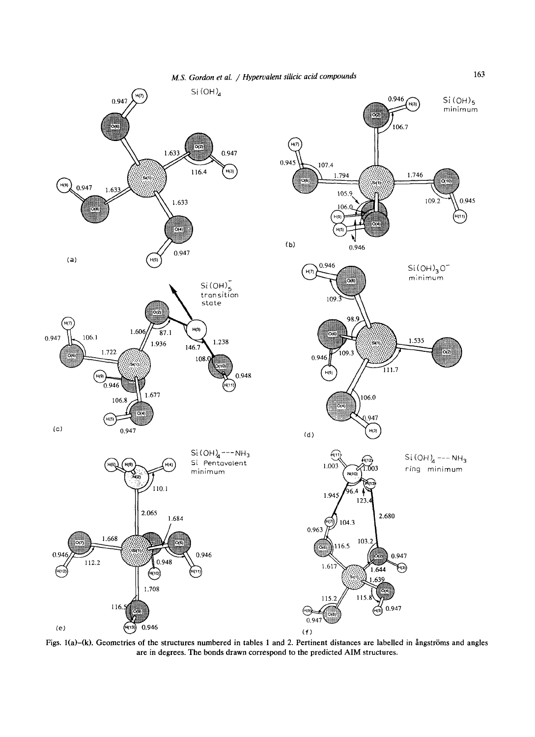Figs. 1(a)–(k). Geometries of the structures numbered in tables 1 and 2. Pertinent distances are labelled in ångströms and angles are in degrees. The bonds drawn correspond to the predicted AIM structures.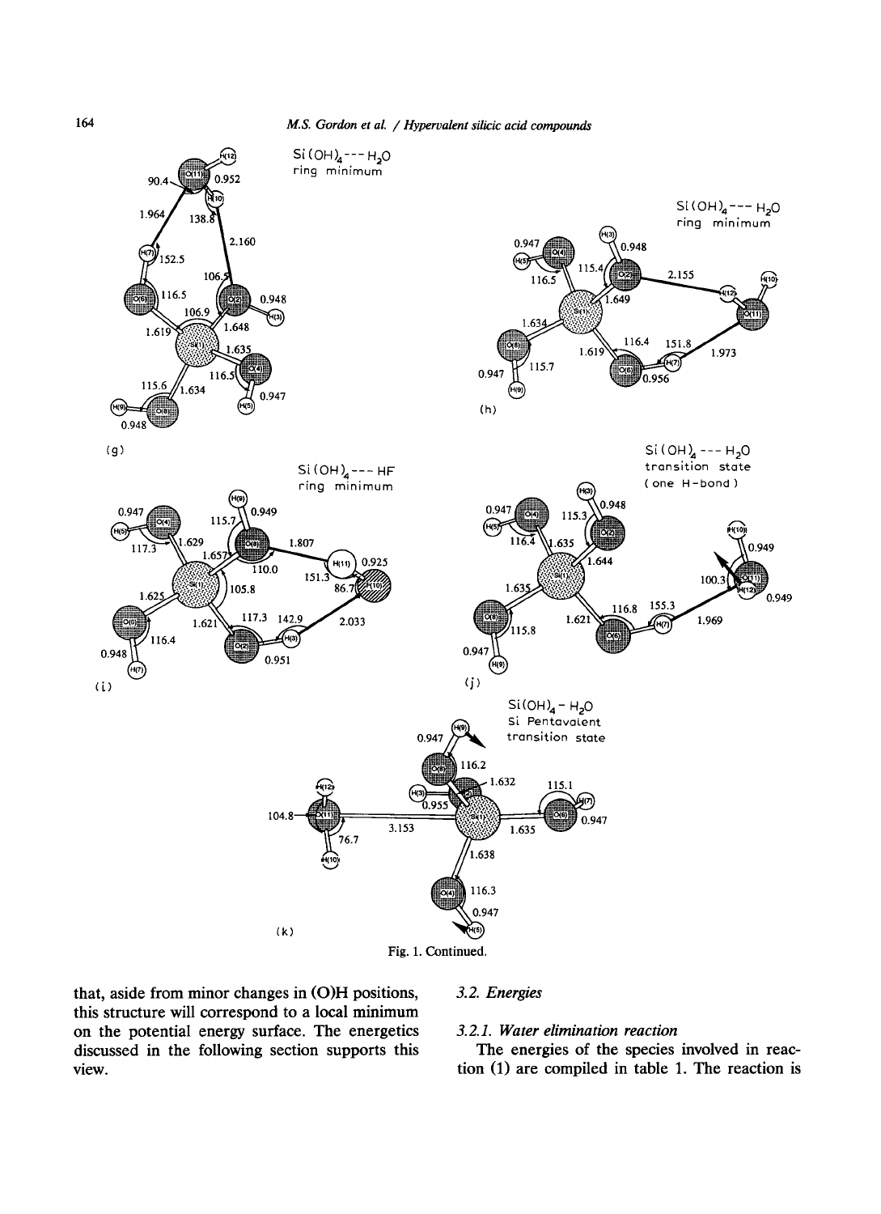Fig. 1. Continued.

that, aside from minor changes in (O)H positions, this structure will correspond to a local minimum on the potential energy surface. The energetics discussed in the following section supports this view.

### 3.2. Energies

#### 3.2.1. Water elimination reaction

The energies of the species involved in reaction (1) are compiled in table 1. The reaction is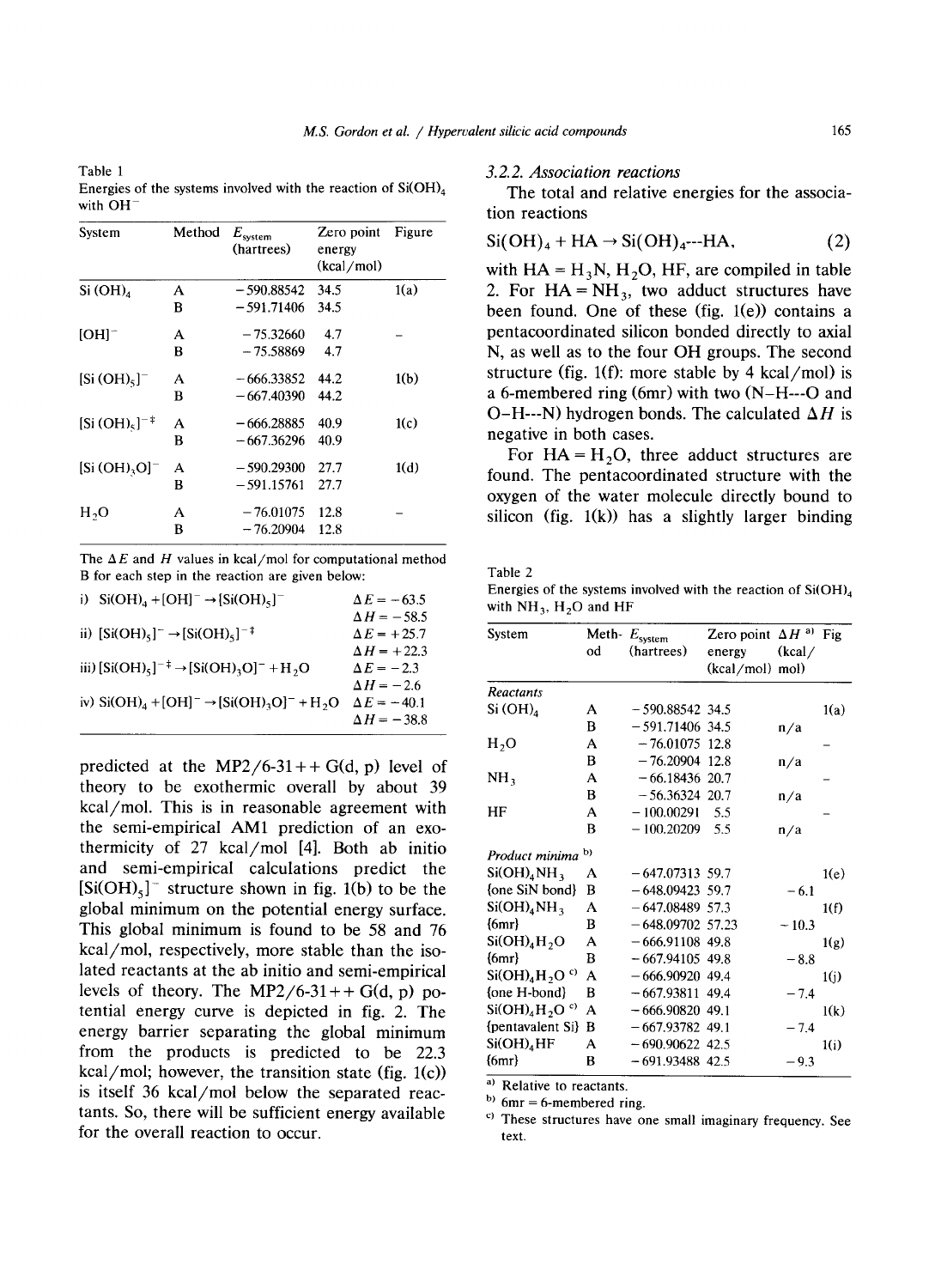Table 1
Energies of the systems involved with the reaction of $Si(OH)_4$ with $OH^-$

| System | Method | $E_{system}$ (hartrees) | Zero point energy (kcal/mol) | Figure |
|---|---|---|---|---|
| $Si(OH)_4$ | A | −590.88542 | 34.5 | 1(a) |
| | B | −591.71406 | 34.5 | |
| $[OH]^-$ | A | −75.32660 | 4.7 | – |
| | B | −75.58869 | 4.7 | |
| $[Si(OH)_5]^-$ | A | −666.33852 | 44.2 | 1(b) |
| | B | −667.40390 | 44.2 | |
| $[Si(OH)_5]^{-\ddagger}$ | A | −666.28885 | 40.9 | 1(c) |
| | B | −667.36296 | 40.9 | |
| $[Si(OH)_3O]^-$ | A | −590.29300 | 27.7 | 1(d) |
| | B | −591.15761 | 27.7 | |
| $H_2O$ | A | −76.01075 | 12.8 | – |
| | B | −76.20904 | 12.8 | |

The $\Delta E$ and $H$ values in kcal/mol for computational method B for each step in the reaction are given below:

| Reaction | |
|---|---|
| i) $Si(OH)_4 + [OH]^- \rightarrow [Si(OH)_5]^-$ | $\Delta E = -63.5$ |
| | $\Delta H = -58.5$ |
| ii) $[Si(OH)_5]^- \rightarrow [Si(OH)_5]^{-\ddagger}$ | $\Delta E = +25.7$ |
| | $\Delta H = +22.3$ |
| iii) $[Si(OH)_5]^{-\ddagger} \rightarrow [Si(OH)_3O]^- + H_2O$ | $\Delta E = -2.3$ |
| | $\Delta H = -2.6$ |
| iv) $Si(OH)_4 + [OH]^- \rightarrow [Si(OH)_3O]^- + H_2O$ | $\Delta E = -40.1$ |
| | $\Delta H = -38.8$ |

predicted at the MP2/6-31++G(d, p) level of theory to be exothermic overall by about 39 kcal/mol. This is in reasonable agreement with the semi-empirical AM1 prediction of an exothermicity of 27 kcal/mol [4]. Both ab initio and semi-empirical calculations predict the $[Si(OH)_5]^-$ structure shown in fig. 1(b) to be the global minimum on the potential energy surface. This global minimum is found to be 58 and 76 kcal/mol, respectively, more stable than the isolated reactants at the ab initio and semi-empirical levels of theory. The MP2/6-31++G(d, p) potential energy curve is depicted in fig. 2. The energy barrier separating the global minimum from the products is predicted to be 22.3 kcal/mol; however, the transition state (fig. 1(c)) is itself 36 kcal/mol below the separated reactants. So, there will be sufficient energy available for the overall reaction to occur.

### 3.2.2. Association reactions

The total and relative energies for the association reactions

$$Si(OH)_4 + HA \rightarrow Si(OH)_4\text{---}HA, \quad (2)$$

with HA = $H_3N$, $H_2O$, HF, are compiled in table 2. For HA = $NH_3$, two adduct structures have been found. One of these (fig. 1(e)) contains a pentacoordinated silicon bonded directly to axial N, as well as to the four OH groups. The second structure (fig. 1(f): more stable by 4 kcal/mol) is a 6-membered ring (6mr) with two (N–H---O and O–H---N) hydrogen bonds. The calculated $\Delta H$ is negative in both cases.

For HA = $H_2O$, three adduct structures are found. The pentacoordinated structure with the oxygen of the water molecule directly bound to silicon (fig. 1(k)) has a slightly larger binding

Table 2
Energies of the systems involved with the reaction of $Si(OH)_4$ with $NH_3$, $H_2O$ and HF

| System | Method | $E_{system}$ (hartrees) | Zero point energy (kcal/mol) | $\Delta H$ [a] (kcal/mol) | Fig |
|---|---|---|---|---|---|
| *Reactants* | | | | | |
| $Si(OH)_4$ | A | −590.88542 | 34.5 | | 1(a) |
| | B | −591.71406 | 34.5 | n/a | |
| $H_2O$ | A | −76.01075 | 12.8 | | – |
| | B | −76.20904 | 12.8 | n/a | |
| $NH_3$ | A | −66.18436 | 20.7 | | – |
| | B | −56.36324 | 20.7 | n/a | |
| HF | A | −100.00291 | 5.5 | | – |
| | B | −100.20209 | 5.5 | n/a | |
| *Product minima* [b] | | | | | |
| $Si(OH)_4NH_3$ | A | −647.07313 | 59.7 | | 1(e) |
| {one SiN bond} | B | −648.09423 | 59.7 | −6.1 | |
| $Si(OH)_4NH_3$ | A | −647.08489 | 57.3 | | 1(f) |
| {6mr} | B | −648.09702 | 57.23 | −10.3 | |
| $Si(OH)_4H_2O$ | A | −666.91108 | 49.8 | | 1(g) |
| {6mr} | B | −667.94105 | 49.8 | −8.8 | |
| $Si(OH)_4H_2O$ [c] | A | −666.90920 | 49.4 | | 1(j) |
| {one H-bond} | B | −667.93811 | 49.4 | −7.4 | |
| $Si(OH)_4H_2O$ [c] | A | −666.90820 | 49.1 | | 1(k) |
| {pentavalent Si} | B | −667.93782 | 49.1 | −7.4 | |
| $Si(OH)_4HF$ | A | −690.90622 | 42.5 | | 1(i) |
| {6mr} | B | −691.93488 | 42.5 | −9.3 | |

[a] Relative to reactants.
[b] 6mr = 6-membered ring.
[c] These structures have one small imaginary frequency. See text.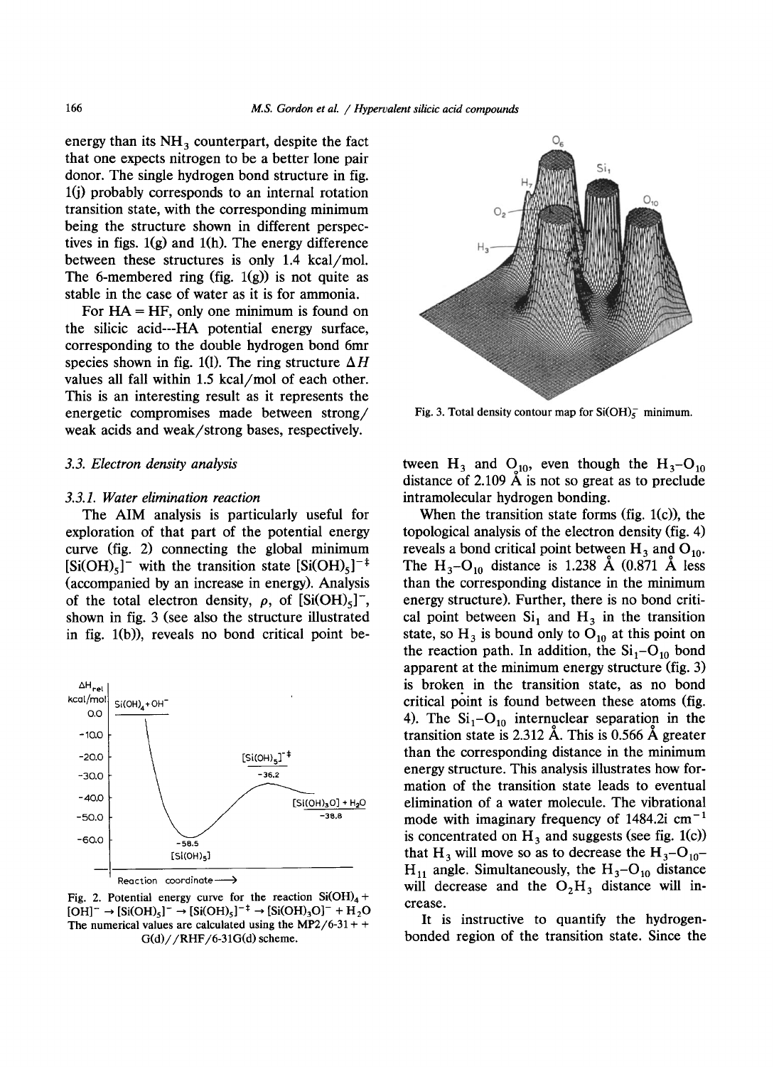energy than its $NH_3$ counterpart, despite the fact that one expects nitrogen to be a better lone pair donor. The single hydrogen bond structure in fig. 1(j) probably corresponds to an internal rotation transition state, with the corresponding minimum being the structure shown in different perspectives in figs. 1(g) and 1(h). The energy difference between these structures is only 1.4 kcal/mol. The 6-membered ring (fig. 1(g)) is not quite as stable in the case of water as it is for ammonia.

For HA = HF, only one minimum is found on the silicic acid---HA potential energy surface, corresponding to the double hydrogen bond 6mr species shown in fig. 1(l). The ring structure $\Delta H$ values all fall within 1.5 kcal/mol of each other. This is an interesting result as it represents the energetic compromises made between strong/weak acids and weak/strong bases, respectively.

### 3.3. Electron density analysis

#### 3.3.1. Water elimination reaction

The AIM analysis is particularly useful for exploration of that part of the potential energy curve (fig. 2) connecting the global minimum $[Si(OH)_5]^-$ with the transition state $[Si(OH)_5]^{-\ddagger}$ (accompanied by an increase in energy). Analysis of the total electron density, $\rho$, of $[Si(OH)_5]^-$, shown in fig. 3 (see also the structure illustrated in fig. 1(b)), reveals no bond critical point between $H_3$ and $O_{10}$, even though the $H_3$–$O_{10}$ distance of 2.109 Å is not so great as to preclude intramolecular hydrogen bonding.

Fig. 2. Potential energy curve for the reaction $Si(OH)_4 + [OH]^- \rightarrow [Si(OH)_5]^- \rightarrow [Si(OH)_5]^{-\ddagger} \rightarrow [Si(OH)_3O]^- + H_2O$ The numerical values are calculated using the MP2/6-31++G(d)//RHF/6-31G(d) scheme.

Fig. 3. Total density contour map for $Si(OH)_5^-$ minimum.

When the transition state forms (fig. 1(c)), the topological analysis of the electron density (fig. 4) reveals a bond critical point between $H_3$ and $O_{10}$. The $H_3$–$O_{10}$ distance is 1.238 Å (0.871 Å less than the corresponding distance in the minimum energy structure). Further, there is no bond critical point between $Si_1$ and $H_3$ in the transition state, so $H_3$ is bound only to $O_{10}$ at this point on the reaction path. In addition, the $Si_1$–$O_{10}$ bond apparent at the minimum energy structure (fig. 3) is broken in the transition state, as no bond critical point is found between these atoms (fig. 4). The $Si_1$–$O_{10}$ internuclear separation in the transition state is 2.312 Å. This is 0.566 Å greater than the corresponding distance in the minimum energy structure. This analysis illustrates how formation of the transition state leads to eventual elimination of a water molecule. The vibrational mode with imaginary frequency of 1484.2i $cm^{-1}$ is concentrated on $H_3$ and suggests (see fig. 1(c)) that $H_3$ will move so as to decrease the $H_3$–$O_{10}$–$H_{11}$ angle. Simultaneously, the $H_3$–$O_{10}$ distance will decrease and the $O_2H_3$ distance will increase.

It is instructive to quantify the hydrogen-bonded region of the transition state. Since the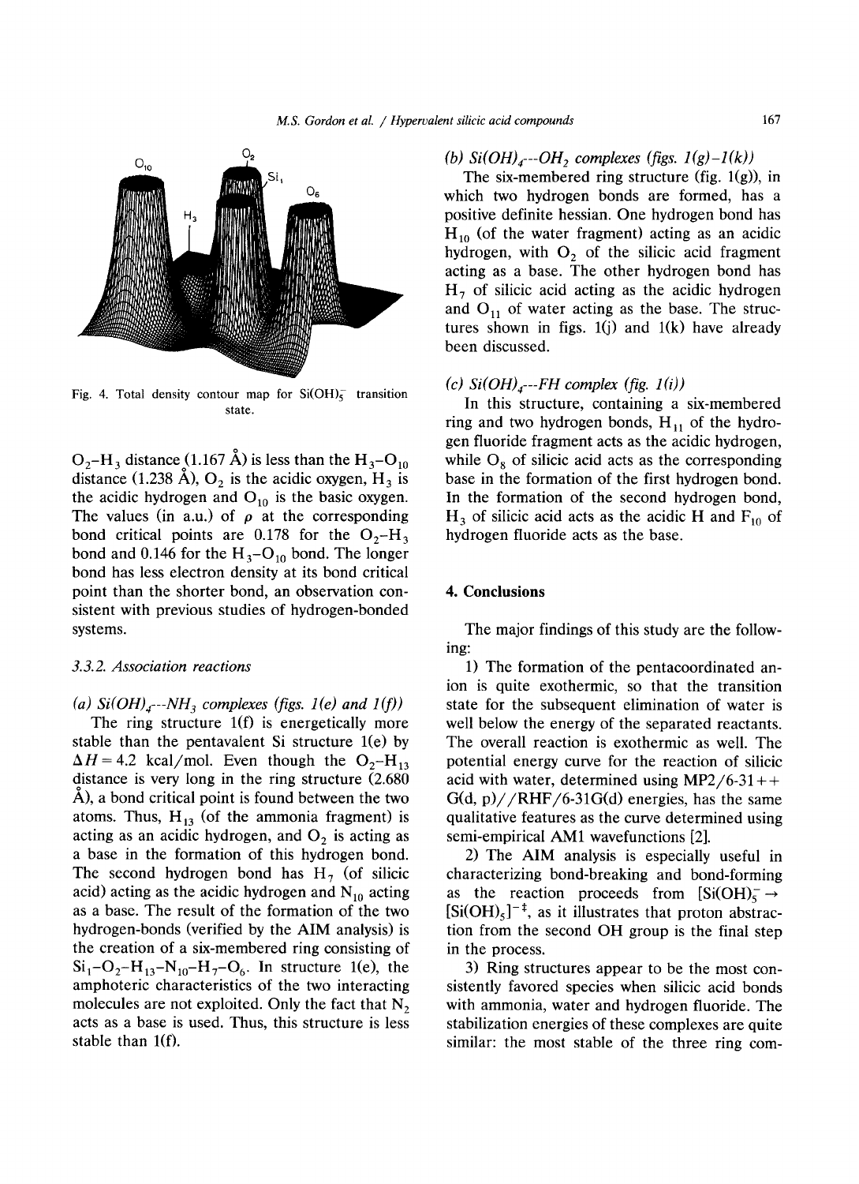Fig. 4. Total density contour map for $Si(OH)_5^-$ transition state.

$O_2$–$H_3$ distance (1.167 Å) is less than the $H_3$–$O_{10}$ distance (1.238 Å), $O_2$ is the acidic oxygen, $H_3$ is the acidic hydrogen and $O_{10}$ is the basic oxygen. The values (in a.u.) of $\rho$ at the corresponding bond critical points are 0.178 for the $O_2$–$H_3$ bond and 0.146 for the $H_3$–$O_{10}$ bond. The longer bond has less electron density at its bond critical point than the shorter bond, an observation consistent with previous studies of hydrogen-bonded systems.

### 3.3.2. Association reactions

*(a) $Si(OH)_4$---$NH_3$ complexes (figs. 1(e) and 1(f))*

The ring structure 1(f) is energetically more stable than the pentavalent Si structure 1(e) by $\Delta H = 4.2$ kcal/mol. Even though the $O_2$–$H_{13}$ distance is very long in the ring structure (2.680 Å), a bond critical point is found between the two atoms. Thus, $H_{13}$ (of the ammonia fragment) is acting as an acidic hydrogen, and $O_2$ is acting as a base in the formation of this hydrogen bond. The second hydrogen bond has $H_7$ (of silicic acid) acting as the acidic hydrogen and $N_{10}$ acting as a base. The result of the formation of the two hydrogen-bonds (verified by the AIM analysis) is the creation of a six-membered ring consisting of $Si_1$–$O_2$–$H_{13}$–$N_{10}$–$H_7$–$O_6$. In structure 1(e), the amphoteric characteristics of the two interacting molecules are not exploited. Only the fact that $N_2$ acts as a base is used. Thus, this structure is less stable than 1(f).

*(b) $Si(OH)_4$---$OH_2$ complexes (figs. 1(g)–1(k))*

The six-membered ring structure (fig. 1(g)), in which two hydrogen bonds are formed, has a positive definite hessian. One hydrogen bond has $H_{10}$ (of the water fragment) acting as an acidic hydrogen, with $O_2$ of the silicic acid fragment acting as a base. The other hydrogen bond has $H_7$ of silicic acid acting as the acidic hydrogen and $O_{11}$ of water acting as the base. The structures shown in figs. 1(j) and 1(k) have already been discussed.

*(c) $Si(OH)_4$---FH complex (fig. 1(i))*

In this structure, containing a six-membered ring and two hydrogen bonds, $H_{11}$ of the hydrogen fluoride fragment acts as the acidic hydrogen, while $O_8$ of silicic acid acts as the corresponding base in the formation of the first hydrogen bond. In the formation of the second hydrogen bond, $H_3$ of silicic acid acts as the acidic H and $F_{10}$ of hydrogen fluoride acts as the base.

## 4. Conclusions

The major findings of this study are the following:

1) The formation of the pentacoordinated anion is quite exothermic, so that the transition state for the subsequent elimination of water is well below the energy of the separated reactants. The overall reaction is exothermic as well. The potential energy curve for the reaction of silicic acid with water, determined using MP2/6-31++G(d, p)//RHF/6-31G(d) energies, has the same qualitative features as the curve determined using semi-empirical AM1 wavefunctions [2].

2) The AIM analysis is especially useful in characterizing bond-breaking and bond-forming as the reaction proceeds from $[Si(OH)_5^- \rightarrow [Si(OH)_5]^{-\ddagger}$, as it illustrates that proton abstraction from the second OH group is the final step in the process.

3) Ring structures appear to be the most consistently favored species when silicic acid bonds with ammonia, water and hydrogen fluoride. The stabilization energies of these complexes are quite similar: the most stable of the three ring com-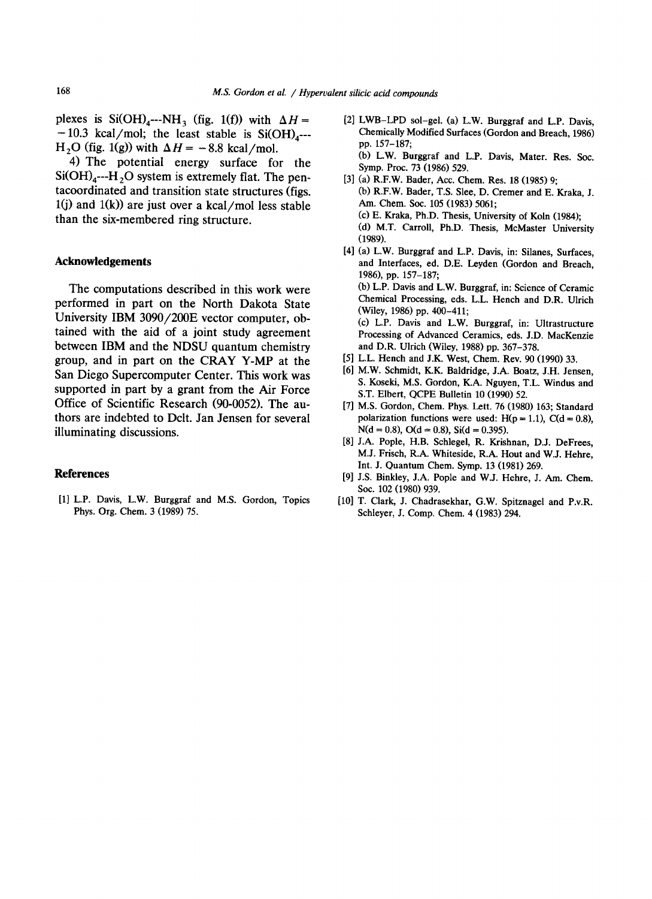plexes is $Si(OH)_4$---$NH_3$ (fig. 1(f)) with $\Delta H = -10.3$ kcal/mol; the least stable is $Si(OH)_4$---$H_2O$ (fig. 1(g)) with $\Delta H = -8.8$ kcal/mol.

4) The potential energy surface for the $Si(OH)_4$---$H_2O$ system is extremely flat. The pentacoordinated and transition state structures (figs. 1(j) and 1(k)) are just over a kcal/mol less stable than the six-membered ring structure.

## Acknowledgements

The computations described in this work were performed in part on the North Dakota State University IBM 3090/200E vector computer, obtained with the aid of a joint study agreement between IBM and the NDSU quantum chemistry group, and in part on the CRAY Y-MP at the San Diego Supercomputer Center. This work was supported in part by a grant from the Air Force Office of Scientific Research (90-0052). The authors are indebted to Dclt. Jan Jensen for several illuminating discussions.

## References

[1] L.P. Davis, L.W. Burggraf and M.S. Gordon, Topics Phys. Org. Chem. 3 (1989) 75.

[2] LWB–LPD sol–gel. (a) L.W. Burggraf and L.P. Davis, Chemically Modified Surfaces (Gordon and Breach, 1986) pp. 157–187;
(b) L.W. Burggraf and L.P. Davis, Mater. Res. Soc. Symp. Proc. 73 (1986) 529.

[3] (a) R.F.W. Bader, Acc. Chem. Res. 18 (1985) 9;
(b) R.F.W. Bader, T.S. Slee, D. Cremer and E. Kraka, J. Am. Chem. Soc. 105 (1983) 5061;
(c) E. Kraka, Ph.D. Thesis, University of Koln (1984);
(d) M.T. Carroll, Ph.D. Thesis, McMaster University (1989).

[4] (a) L.W. Burggraf and L.P. Davis, in: Silanes, Surfaces, and Interfaces, ed. D.E. Leyden (Gordon and Breach, 1986), pp. 157–187;
(b) L.P. Davis and L.W. Burggraf, in: Science of Ceramic Chemical Processing, eds. L.L. Hench and D.R. Ulrich (Wiley, 1986) pp. 400–411;
(c) L.P. Davis and L.W. Burggraf, in: Ultrastructure Processing of Advanced Ceramics, eds. J.D. MacKenzie and D.R. Ulrich (Wiley, 1988) pp. 367–378.

[5] L.L. Hench and J.K. West, Chem. Rev. 90 (1990) 33.

[6] M.W. Schmidt, K.K. Baldridge, J.A. Boatz, J.H. Jensen, S. Koseki, M.S. Gordon, K.A. Nguyen, T.L. Windus and S.T. Elbert, QCPE Bulletin 10 (1990) 52.

[7] M.S. Gordon, Chem. Phys. Lett. 76 (1980) 163; Standard polarization functions were used: H(p = 1.1), C(d = 0.8), N(d = 0.8), O(d = 0.8), Si(d = 0.395).

[8] J.A. Pople, H.B. Schlegel, R. Krishnan, D.J. DeFrees, M.J. Frisch, R.A. Whiteside, R.A. Hout and W.J. Hehre, Int. J. Quantum Chem. Symp. 13 (1981) 269.

[9] J.S. Binkley, J.A. Pople and W.J. Hehre, J. Am. Chem. Soc. 102 (1980) 939.

[10] T. Clark, J. Chadrasekhar, G.W. Spitznagel and P.v.R. Schleyer, J. Comp. Chem. 4 (1983) 294.